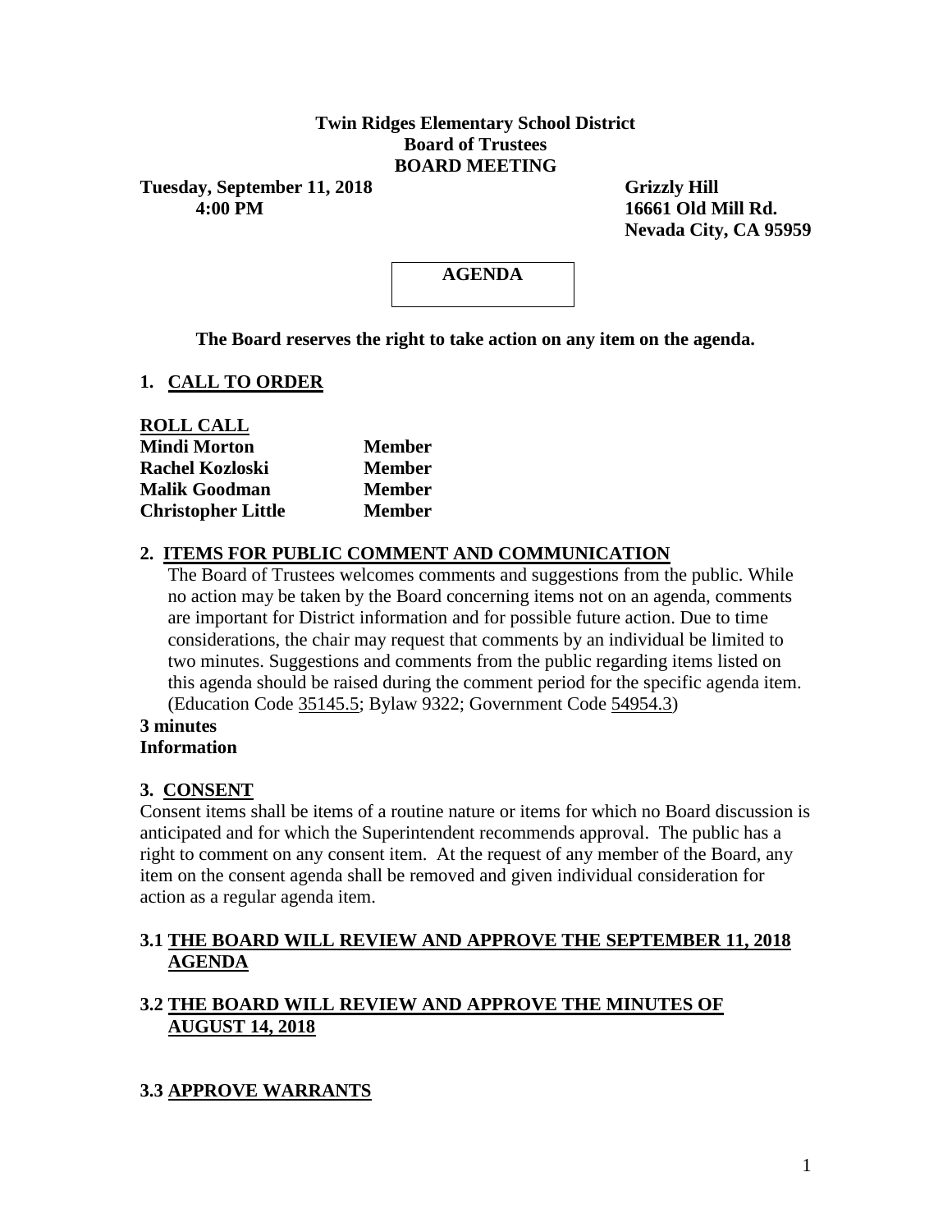**Twin Ridges Elementary School District**
**Board of Trustees**
**BOARD MEETING**

**Tuesday, September 11, 2018** | **Grizzly Hill**
**4:00 PM** | **16661 Old Mill Rd.**
**Nevada City, CA 95959**

**AGENDA**

**The Board reserves the right to take action on any item on the agenda.**

## 1. CALL TO ORDER

**ROLL CALL**

| | |
|---|---|
| **Mindi Morton** | **Member** |
| **Rachel Kozloski** | **Member** |
| **Malik Goodman** | **Member** |
| **Christopher Little** | **Member** |

## 2. ITEMS FOR PUBLIC COMMENT AND COMMUNICATION

The Board of Trustees welcomes comments and suggestions from the public. While no action may be taken by the Board concerning items not on an agenda, comments are important for District information and for possible future action. Due to time considerations, the chair may request that comments by an individual be limited to two minutes. Suggestions and comments from the public regarding items listed on this agenda should be raised during the comment period for the specific agenda item. (Education Code 35145.5; Bylaw 9322; Government Code 54954.3)

**3 minutes**
**Information**

## 3. CONSENT

Consent items shall be items of a routine nature or items for which no Board discussion is anticipated and for which the Superintendent recommends approval. The public has a right to comment on any consent item. At the request of any member of the Board, any item on the consent agenda shall be removed and given individual consideration for action as a regular agenda item.

### 3.1 THE BOARD WILL REVIEW AND APPROVE THE SEPTEMBER 11, 2018 AGENDA

### 3.2 THE BOARD WILL REVIEW AND APPROVE THE MINUTES OF AUGUST 14, 2018

### 3.3 APPROVE WARRANTS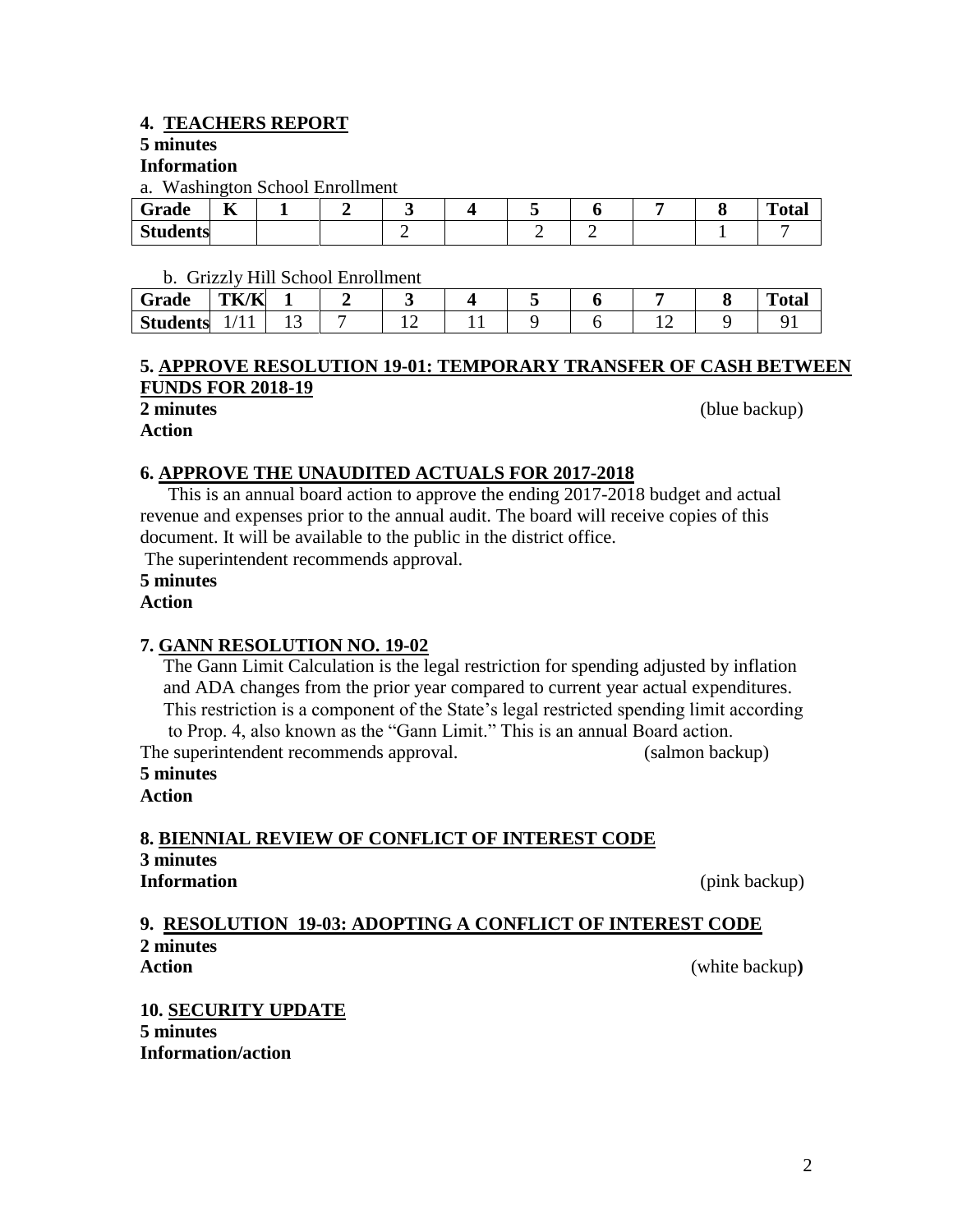**4. TEACHERS REPORT**

**5 minutes**

**Information**

a. Washington School Enrollment

| Grade | K | 1 | 2 | 3 | 4 | 5 | 6 | 7 | 8 | Total |
|---|---|---|---|---|---|---|---|---|---|---|
| Students | | | | 2 | | 2 | 2 | | 1 | 7 |

b. Grizzly Hill School Enrollment

| Grade | TK/K | 1 | 2 | 3 | 4 | 5 | 6 | 7 | 8 | Total |
|---|---|---|---|---|---|---|---|---|---|---|
| Students | 1/11 | 13 | 7 | 12 | 11 | 9 | 6 | 12 | 9 | 91 |

**5. APPROVE RESOLUTION 19-01: TEMPORARY TRANSFER OF CASH BETWEEN FUNDS FOR 2018-19**

**2 minutes** (blue backup)

**Action**

**6. APPROVE THE UNAUDITED ACTUALS FOR 2017-2018**

This is an annual board action to approve the ending 2017-2018 budget and actual revenue and expenses prior to the annual audit. The board will receive copies of this document. It will be available to the public in the district office.

The superintendent recommends approval.

**5 minutes**

**Action**

**7. GANN RESOLUTION NO. 19-02**

The Gann Limit Calculation is the legal restriction for spending adjusted by inflation and ADA changes from the prior year compared to current year actual expenditures. This restriction is a component of the State's legal restricted spending limit according to Prop. 4, also known as the "Gann Limit." This is an annual Board action.

The superintendent recommends approval. (salmon backup)

**5 minutes**

**Action**

**8. BIENNIAL REVIEW OF CONFLICT OF INTEREST CODE**

**3 minutes**

**Information** (pink backup)

**9. RESOLUTION 19-03: ADOPTING A CONFLICT OF INTEREST CODE**

**2 minutes**

**Action** (white backup)

**10. SECURITY UPDATE**

**5 minutes**

**Information/action**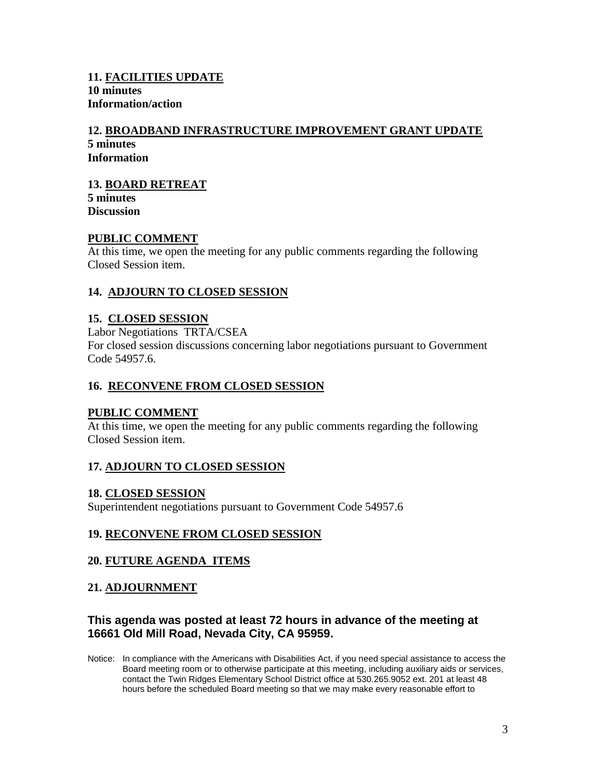**11. FACILITIES UPDATE**
**10 minutes**
**Information/action**

**12. BROADBAND INFRASTRUCTURE IMPROVEMENT GRANT UPDATE**
**5 minutes**
**Information**

**13. BOARD RETREAT**
**5 minutes**
**Discussion**

**PUBLIC COMMENT**
At this time, we open the meeting for any public comments regarding the following Closed Session item.

**14. ADJOURN TO CLOSED SESSION**

**15. CLOSED SESSION**
Labor Negotiations TRTA/CSEA
For closed session discussions concerning labor negotiations pursuant to Government Code 54957.6.

**16. RECONVENE FROM CLOSED SESSION**

**PUBLIC COMMENT**
At this time, we open the meeting for any public comments regarding the following Closed Session item.

**17. ADJOURN TO CLOSED SESSION**

**18. CLOSED SESSION**
Superintendent negotiations pursuant to Government Code 54957.6

**19. RECONVENE FROM CLOSED SESSION**

**20. FUTURE AGENDA ITEMS**

**21. ADJOURNMENT**

**This agenda was posted at least 72 hours in advance of the meeting at 16661 Old Mill Road, Nevada City, CA 95959.**

Notice: In compliance with the Americans with Disabilities Act, if you need special assistance to access the Board meeting room or to otherwise participate at this meeting, including auxiliary aids or services, contact the Twin Ridges Elementary School District office at 530.265.9052 ext. 201 at least 48 hours before the scheduled Board meeting so that we may make every reasonable effort to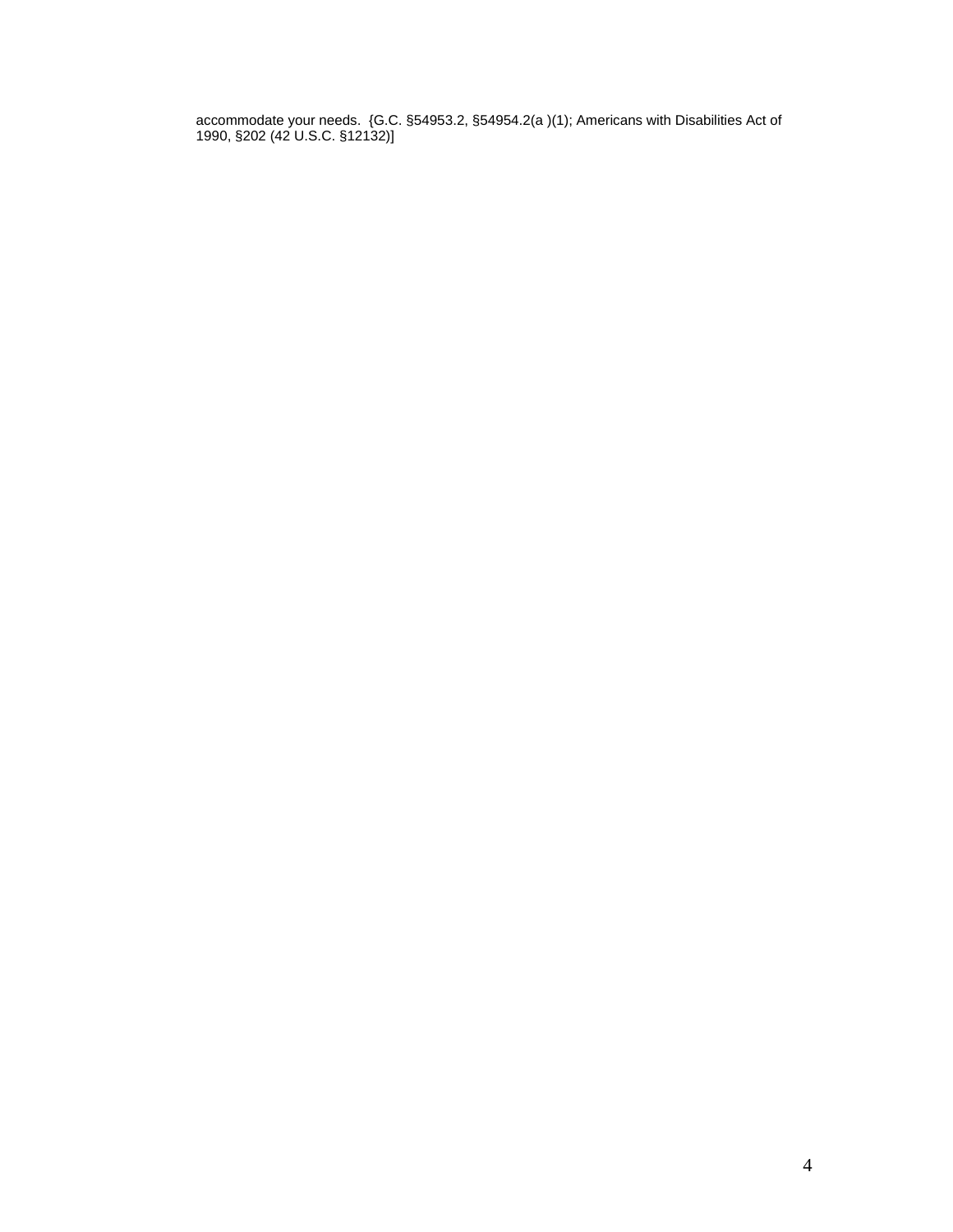accommodate your needs. {G.C. §54953.2, §54954.2(a )(1); Americans with Disabilities Act of 1990, §202 (42 U.S.C. §12132)]